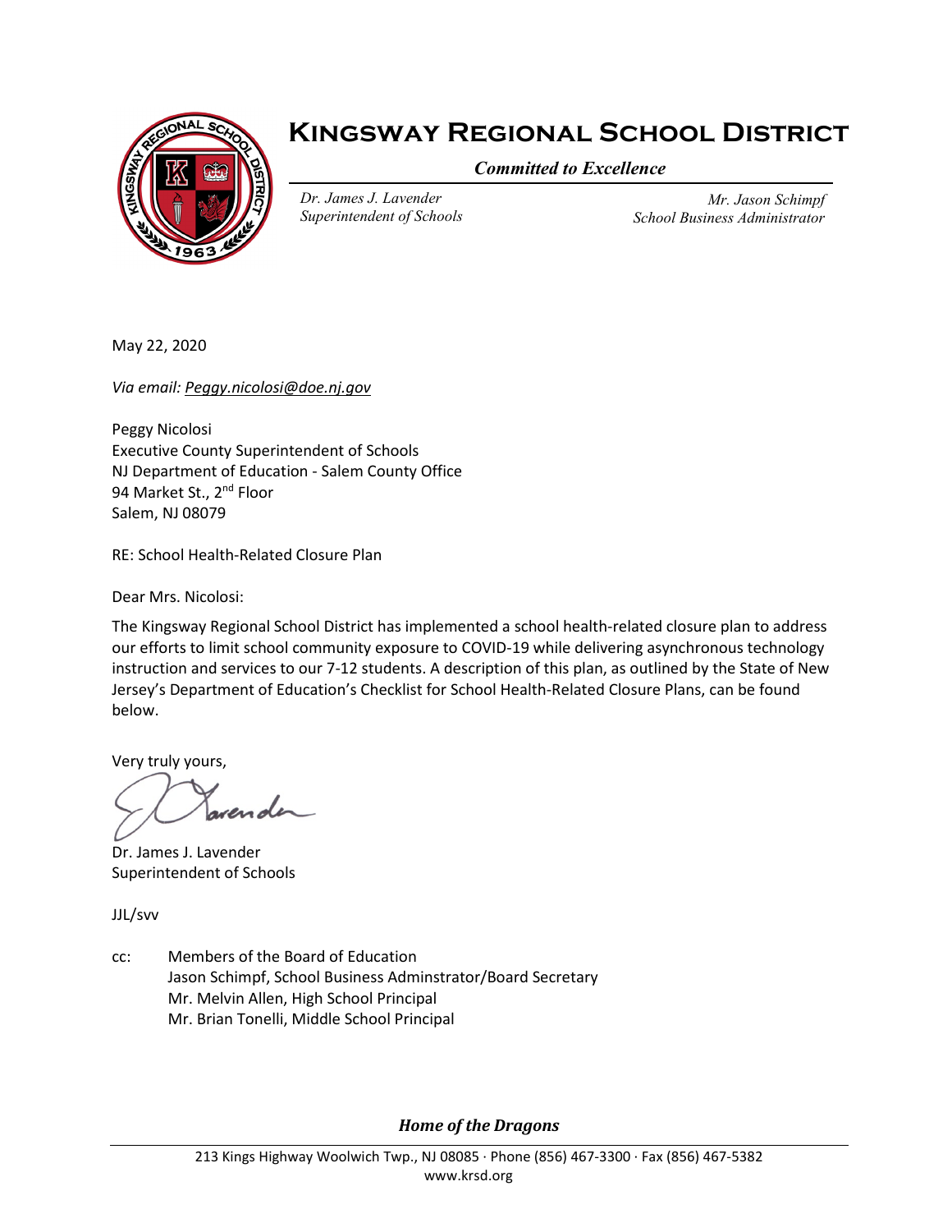# Kingsway Regional School District

*Committed to Excellence*

*Dr. James J. Lavender*
*Superintendent of Schools*

*Mr. Jason Schimpf*
*School Business Administrator*

May 22, 2020

*Via email: Peggy.nicolosi@doe.nj.gov*

Peggy Nicolosi
Executive County Superintendent of Schools
NJ Department of Education - Salem County Office
94 Market St., 2nd Floor
Salem, NJ 08079

RE: School Health-Related Closure Plan

Dear Mrs. Nicolosi:

The Kingsway Regional School District has implemented a school health-related closure plan to address our efforts to limit school community exposure to COVID-19 while delivering asynchronous technology instruction and services to our 7-12 students. A description of this plan, as outlined by the State of New Jersey's Department of Education's Checklist for School Health-Related Closure Plans, can be found below.

Very truly yours,

Dr. James J. Lavender
Superintendent of Schools

JJL/svv

cc: Members of the Board of Education
Jason Schimpf, School Business Adminstrator/Board Secretary
Mr. Melvin Allen, High School Principal
Mr. Brian Tonelli, Middle School Principal

*Home of the Dragons*

213 Kings Highway Woolwich Twp., NJ 08085 · Phone (856) 467-3300 · Fax (856) 467-5382
www.krsd.org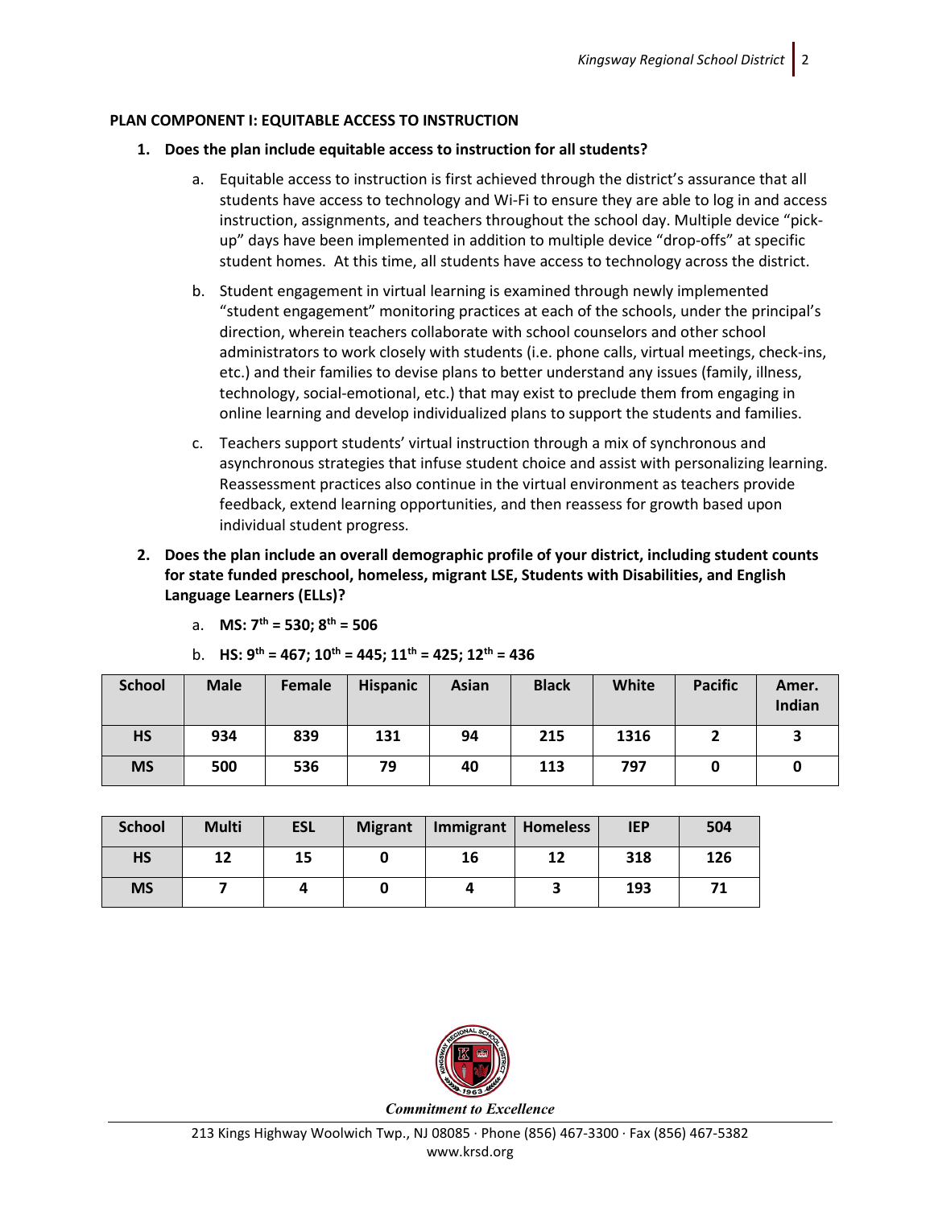**PLAN COMPONENT I: EQUITABLE ACCESS TO INSTRUCTION**

1. **Does the plan include equitable access to instruction for all students?**

   a. Equitable access to instruction is first achieved through the district's assurance that all students have access to technology and Wi-Fi to ensure they are able to log in and access instruction, assignments, and teachers throughout the school day. Multiple device "pick-up" days have been implemented in addition to multiple device "drop-offs" at specific student homes. At this time, all students have access to technology across the district.

   b. Student engagement in virtual learning is examined through newly implemented "student engagement" monitoring practices at each of the schools, under the principal's direction, wherein teachers collaborate with school counselors and other school administrators to work closely with students (i.e. phone calls, virtual meetings, check-ins, etc.) and their families to devise plans to better understand any issues (family, illness, technology, social-emotional, etc.) that may exist to preclude them from engaging in online learning and develop individualized plans to support the students and families.

   c. Teachers support students' virtual instruction through a mix of synchronous and asynchronous strategies that infuse student choice and assist with personalizing learning. Reassessment practices also continue in the virtual environment as teachers provide feedback, extend learning opportunities, and then reassess for growth based upon individual student progress.

2. **Does the plan include an overall demographic profile of your district, including student counts for state funded preschool, homeless, migrant LSE, Students with Disabilities, and English Language Learners (ELLs)?**

   a. **MS: 7th = 530; 8th = 506**

   b. **HS: 9th = 467; 10th = 445; 11th = 425; 12th = 436**

| School | Male | Female | Hispanic | Asian | Black | White | Pacific | Amer. Indian |
|---|---|---|---|---|---|---|---|---|
| HS | 934 | 839 | 131 | 94 | 215 | 1316 | 2 | 3 |
| MS | 500 | 536 | 79 | 40 | 113 | 797 | 0 | 0 |

| School | Multi | ESL | Migrant | Immigrant | Homeless | IEP | 504 |
|---|---|---|---|---|---|---|---|
| HS | 12 | 15 | 0 | 16 | 12 | 318 | 126 |
| MS | 7 | 4 | 0 | 4 | 3 | 193 | 71 |

*Commitment to Excellence*

213 Kings Highway Woolwich Twp., NJ 08085 · Phone (856) 467-3300 · Fax (856) 467-5382
www.krsd.org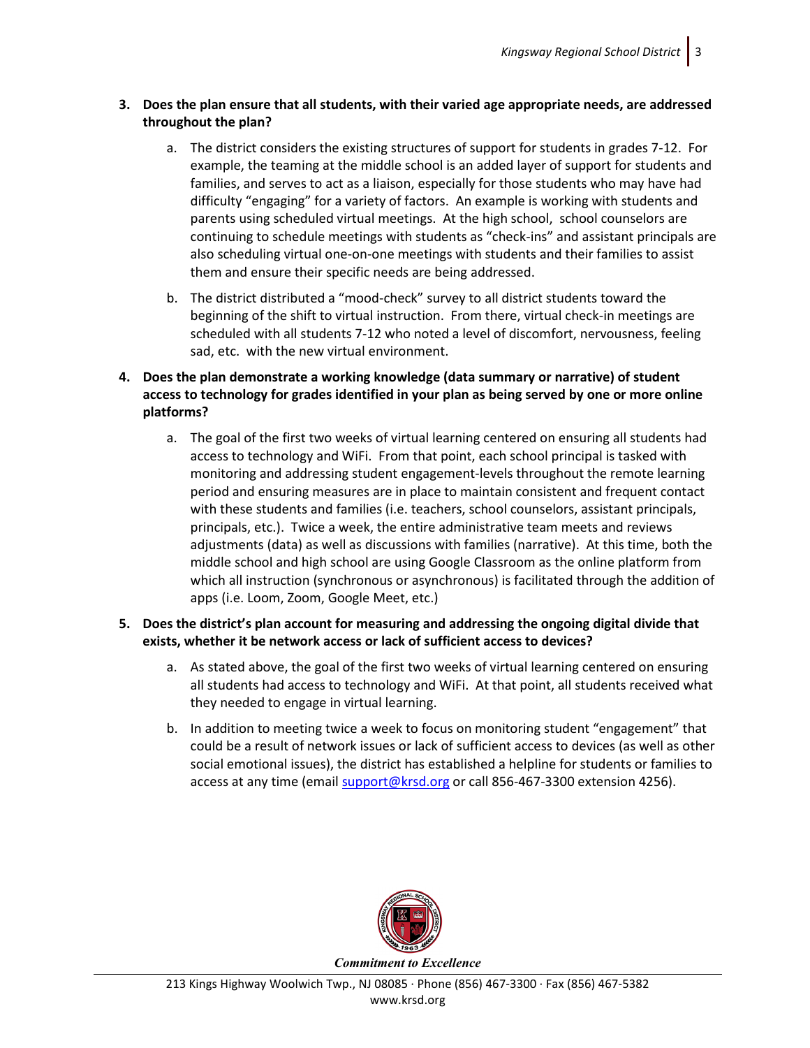3. **Does the plan ensure that all students, with their varied age appropriate needs, are addressed throughout the plan?**

    a. The district considers the existing structures of support for students in grades 7-12. For example, the teaming at the middle school is an added layer of support for students and families, and serves to act as a liaison, especially for those students who may have had difficulty "engaging" for a variety of factors. An example is working with students and parents using scheduled virtual meetings. At the high school, school counselors are continuing to schedule meetings with students as "check-ins" and assistant principals are also scheduling virtual one-on-one meetings with students and their families to assist them and ensure their specific needs are being addressed.

    b. The district distributed a "mood-check" survey to all district students toward the beginning of the shift to virtual instruction. From there, virtual check-in meetings are scheduled with all students 7-12 who noted a level of discomfort, nervousness, feeling sad, etc. with the new virtual environment.

4. **Does the plan demonstrate a working knowledge (data summary or narrative) of student access to technology for grades identified in your plan as being served by one or more online platforms?**

    a. The goal of the first two weeks of virtual learning centered on ensuring all students had access to technology and WiFi. From that point, each school principal is tasked with monitoring and addressing student engagement-levels throughout the remote learning period and ensuring measures are in place to maintain consistent and frequent contact with these students and families (i.e. teachers, school counselors, assistant principals, principals, etc.). Twice a week, the entire administrative team meets and reviews adjustments (data) as well as discussions with families (narrative). At this time, both the middle school and high school are using Google Classroom as the online platform from which all instruction (synchronous or asynchronous) is facilitated through the addition of apps (i.e. Loom, Zoom, Google Meet, etc.)

5. **Does the district's plan account for measuring and addressing the ongoing digital divide that exists, whether it be network access or lack of sufficient access to devices?**

    a. As stated above, the goal of the first two weeks of virtual learning centered on ensuring all students had access to technology and WiFi. At that point, all students received what they needed to engage in virtual learning.

    b. In addition to meeting twice a week to focus on monitoring student "engagement" that could be a result of network issues or lack of sufficient access to devices (as well as other social emotional issues), the district has established a helpline for students or families to access at any time (email support@krsd.org or call 856-467-3300 extension 4256).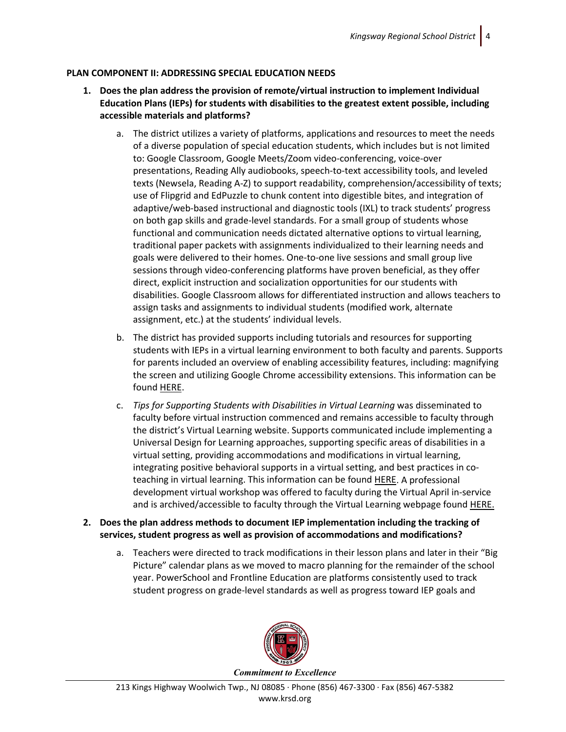**PLAN COMPONENT II: ADDRESSING SPECIAL EDUCATION NEEDS**

1. **Does the plan address the provision of remote/virtual instruction to implement Individual Education Plans (IEPs) for students with disabilities to the greatest extent possible, including accessible materials and platforms?**

    a. The district utilizes a variety of platforms, applications and resources to meet the needs of a diverse population of special education students, which includes but is not limited to: Google Classroom, Google Meets/Zoom video-conferencing, voice-over presentations, Reading Ally audiobooks, speech-to-text accessibility tools, and leveled texts (Newsela, Reading A-Z) to support readability, comprehension/accessibility of texts; use of Flipgrid and EdPuzzle to chunk content into digestible bites, and integration of adaptive/web-based instructional and diagnostic tools (IXL) to track students' progress on both gap skills and grade-level standards. For a small group of students whose functional and communication needs dictated alternative options to virtual learning, traditional paper packets with assignments individualized to their learning needs and goals were delivered to their homes. One-to-one live sessions and small group live sessions through video-conferencing platforms have proven beneficial, as they offer direct, explicit instruction and socialization opportunities for our students with disabilities. Google Classroom allows for differentiated instruction and allows teachers to assign tasks and assignments to individual students (modified work, alternate assignment, etc.) at the students' individual levels.

    b. The district has provided supports including tutorials and resources for supporting students with IEPs in a virtual learning environment to both faculty and parents. Supports for parents included an overview of enabling accessibility features, including: magnifying the screen and utilizing Google Chrome accessibility extensions. This information can be found HERE.

    c. *Tips for Supporting Students with Disabilities in Virtual Learning* was disseminated to faculty before virtual instruction commenced and remains accessible to faculty through the district's Virtual Learning website. Supports communicated include implementing a Universal Design for Learning approaches, supporting specific areas of disabilities in a virtual setting, providing accommodations and modifications in virtual learning, integrating positive behavioral supports in a virtual setting, and best practices in co-teaching in virtual learning. This information can be found HERE. A professional development virtual workshop was offered to faculty during the Virtual April in-service and is archived/accessible to faculty through the Virtual Learning webpage found HERE.

2. **Does the plan address methods to document IEP implementation including the tracking of services, student progress as well as provision of accommodations and modifications?**

    a. Teachers were directed to track modifications in their lesson plans and later in their "Big Picture" calendar plans as we moved to macro planning for the remainder of the school year. PowerSchool and Frontline Education are platforms consistently used to track student progress on grade-level standards as well as progress toward IEP goals and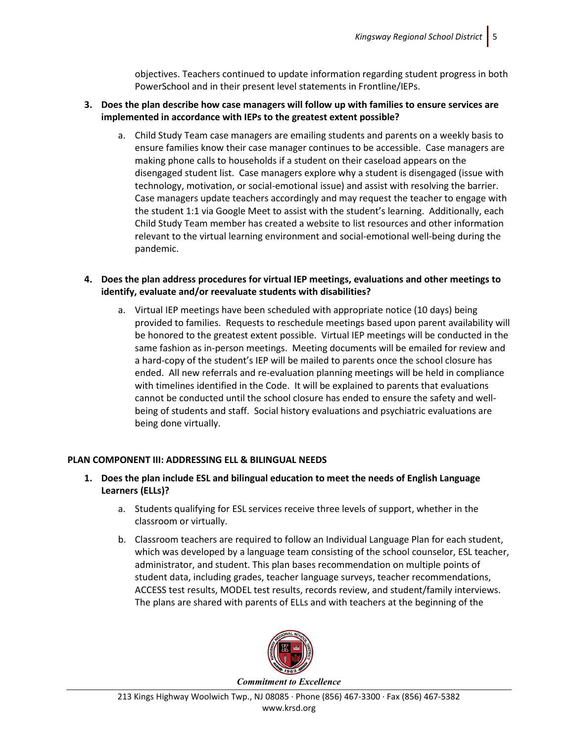objectives. Teachers continued to update information regarding student progress in both PowerSchool and in their present level statements in Frontline/IEPs.

3. **Does the plan describe how case managers will follow up with families to ensure services are implemented in accordance with IEPs to the greatest extent possible?**

    a. Child Study Team case managers are emailing students and parents on a weekly basis to ensure families know their case manager continues to be accessible. Case managers are making phone calls to households if a student on their caseload appears on the disengaged student list. Case managers explore why a student is disengaged (issue with technology, motivation, or social-emotional issue) and assist with resolving the barrier. Case managers update teachers accordingly and may request the teacher to engage with the student 1:1 via Google Meet to assist with the student's learning. Additionally, each Child Study Team member has created a website to list resources and other information relevant to the virtual learning environment and social-emotional well-being during the pandemic.

4. **Does the plan address procedures for virtual IEP meetings, evaluations and other meetings to identify, evaluate and/or reevaluate students with disabilities?**

    a. Virtual IEP meetings have been scheduled with appropriate notice (10 days) being provided to families. Requests to reschedule meetings based upon parent availability will be honored to the greatest extent possible. Virtual IEP meetings will be conducted in the same fashion as in-person meetings. Meeting documents will be emailed for review and a hard-copy of the student's IEP will be mailed to parents once the school closure has ended. All new referrals and re-evaluation planning meetings will be held in compliance with timelines identified in the Code. It will be explained to parents that evaluations cannot be conducted until the school closure has ended to ensure the safety and well-being of students and staff. Social history evaluations and psychiatric evaluations are being done virtually.

**PLAN COMPONENT III: ADDRESSING ELL & BILINGUAL NEEDS**

1. **Does the plan include ESL and bilingual education to meet the needs of English Language Learners (ELLs)?**

    a. Students qualifying for ESL services receive three levels of support, whether in the classroom or virtually.

    b. Classroom teachers are required to follow an Individual Language Plan for each student, which was developed by a language team consisting of the school counselor, ESL teacher, administrator, and student. This plan bases recommendation on multiple points of student data, including grades, teacher language surveys, teacher recommendations, ACCESS test results, MODEL test results, records review, and student/family interviews. The plans are shared with parents of ELLs and with teachers at the beginning of the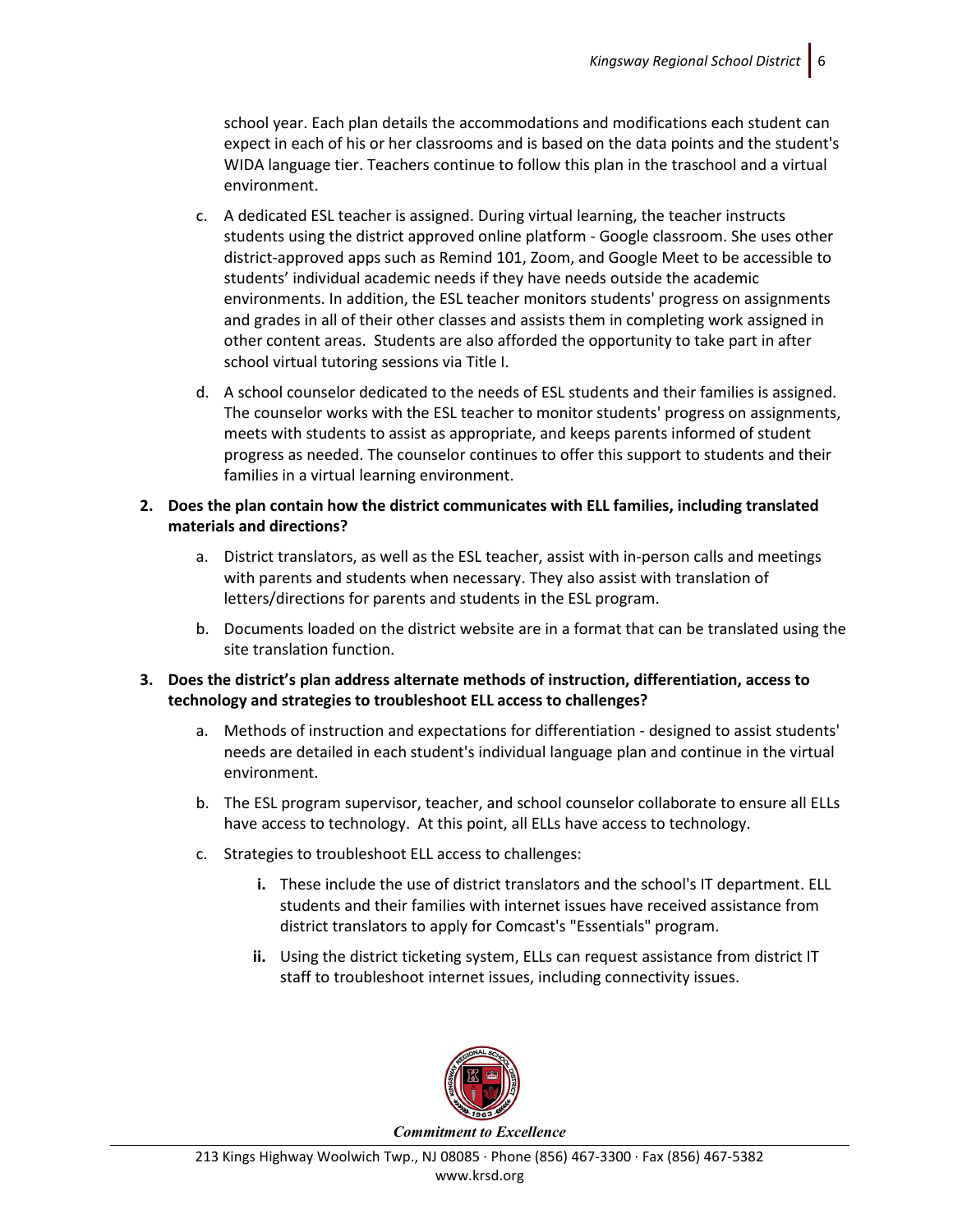school year. Each plan details the accommodations and modifications each student can expect in each of his or her classrooms and is based on the data points and the student's WIDA language tier. Teachers continue to follow this plan in the traschool and a virtual environment.

c. A dedicated ESL teacher is assigned. During virtual learning, the teacher instructs students using the district approved online platform - Google classroom. She uses other district-approved apps such as Remind 101, Zoom, and Google Meet to be accessible to students' individual academic needs if they have needs outside the academic environments. In addition, the ESL teacher monitors students' progress on assignments and grades in all of their other classes and assists them in completing work assigned in other content areas. Students are also afforded the opportunity to take part in after school virtual tutoring sessions via Title I.

d. A school counselor dedicated to the needs of ESL students and their families is assigned. The counselor works with the ESL teacher to monitor students' progress on assignments, meets with students to assist as appropriate, and keeps parents informed of student progress as needed. The counselor continues to offer this support to students and their families in a virtual learning environment.

**2. Does the plan contain how the district communicates with ELL families, including translated materials and directions?**

a. District translators, as well as the ESL teacher, assist with in-person calls and meetings with parents and students when necessary. They also assist with translation of letters/directions for parents and students in the ESL program.

b. Documents loaded on the district website are in a format that can be translated using the site translation function.

**3. Does the district's plan address alternate methods of instruction, differentiation, access to technology and strategies to troubleshoot ELL access to challenges?**

a. Methods of instruction and expectations for differentiation - designed to assist students' needs are detailed in each student's individual language plan and continue in the virtual environment.

b. The ESL program supervisor, teacher, and school counselor collaborate to ensure all ELLs have access to technology. At this point, all ELLs have access to technology.

c. Strategies to troubleshoot ELL access to challenges:

**i.** These include the use of district translators and the school's IT department. ELL students and their families with internet issues have received assistance from district translators to apply for Comcast's "Essentials" program.

**ii.** Using the district ticketing system, ELLs can request assistance from district IT staff to troubleshoot internet issues, including connectivity issues.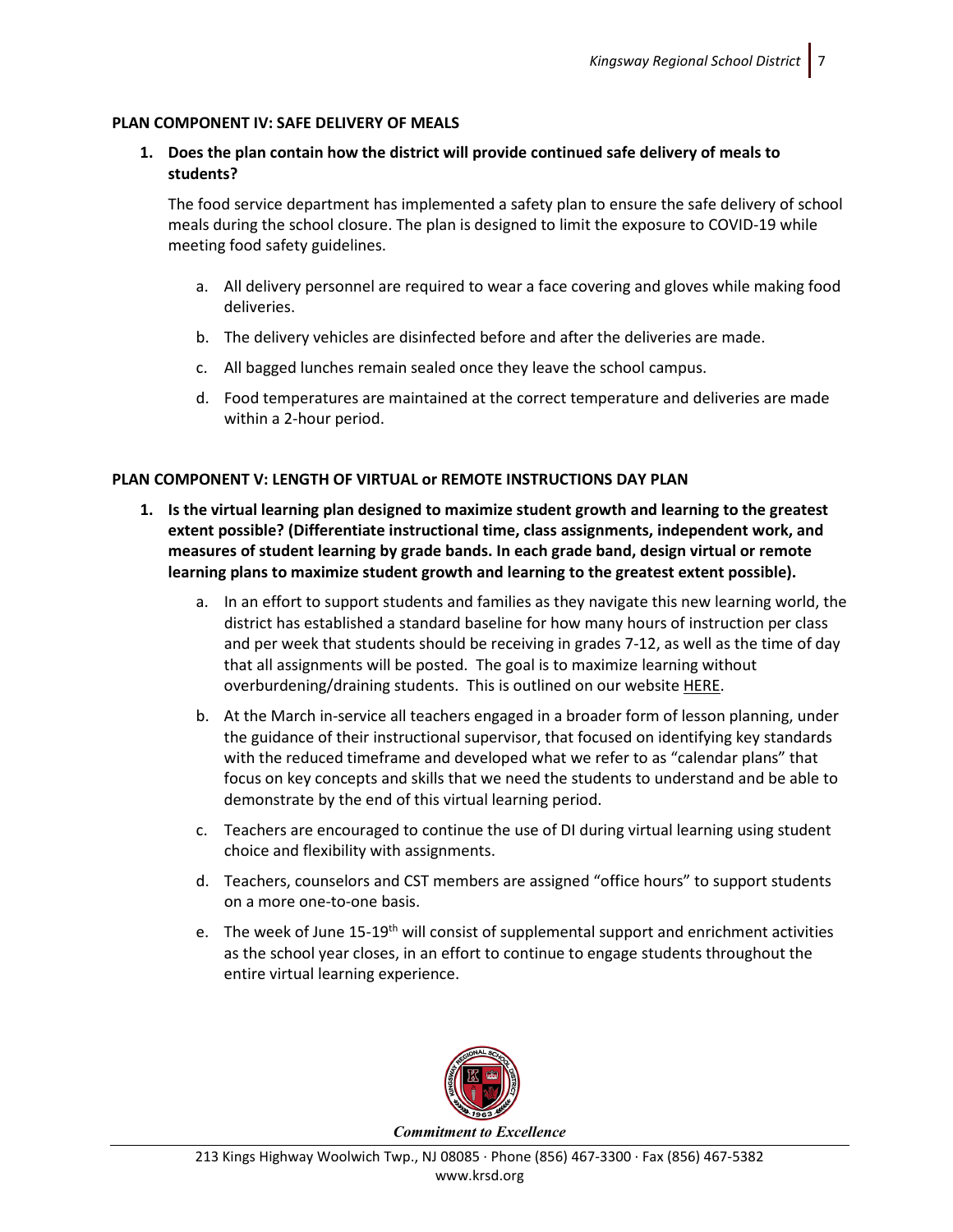### PLAN COMPONENT IV: SAFE DELIVERY OF MEALS

**1. Does the plan contain how the district will provide continued safe delivery of meals to students?**

The food service department has implemented a safety plan to ensure the safe delivery of school meals during the school closure. The plan is designed to limit the exposure to COVID-19 while meeting food safety guidelines.

a. All delivery personnel are required to wear a face covering and gloves while making food deliveries.

b. The delivery vehicles are disinfected before and after the deliveries are made.

c. All bagged lunches remain sealed once they leave the school campus.

d. Food temperatures are maintained at the correct temperature and deliveries are made within a 2-hour period.

### PLAN COMPONENT V: LENGTH OF VIRTUAL or REMOTE INSTRUCTIONS DAY PLAN

**1. Is the virtual learning plan designed to maximize student growth and learning to the greatest extent possible? (Differentiate instructional time, class assignments, independent work, and measures of student learning by grade bands. In each grade band, design virtual or remote learning plans to maximize student growth and learning to the greatest extent possible).**

a. In an effort to support students and families as they navigate this new learning world, the district has established a standard baseline for how many hours of instruction per class and per week that students should be receiving in grades 7-12, as well as the time of day that all assignments will be posted. The goal is to maximize learning without overburdening/draining students. This is outlined on our website HERE.

b. At the March in-service all teachers engaged in a broader form of lesson planning, under the guidance of their instructional supervisor, that focused on identifying key standards with the reduced timeframe and developed what we refer to as "calendar plans" that focus on key concepts and skills that we need the students to understand and be able to demonstrate by the end of this virtual learning period.

c. Teachers are encouraged to continue the use of DI during virtual learning using student choice and flexibility with assignments.

d. Teachers, counselors and CST members are assigned "office hours" to support students on a more one-to-one basis.

e. The week of June 15-19th will consist of supplemental support and enrichment activities as the school year closes, in an effort to continue to engage students throughout the entire virtual learning experience.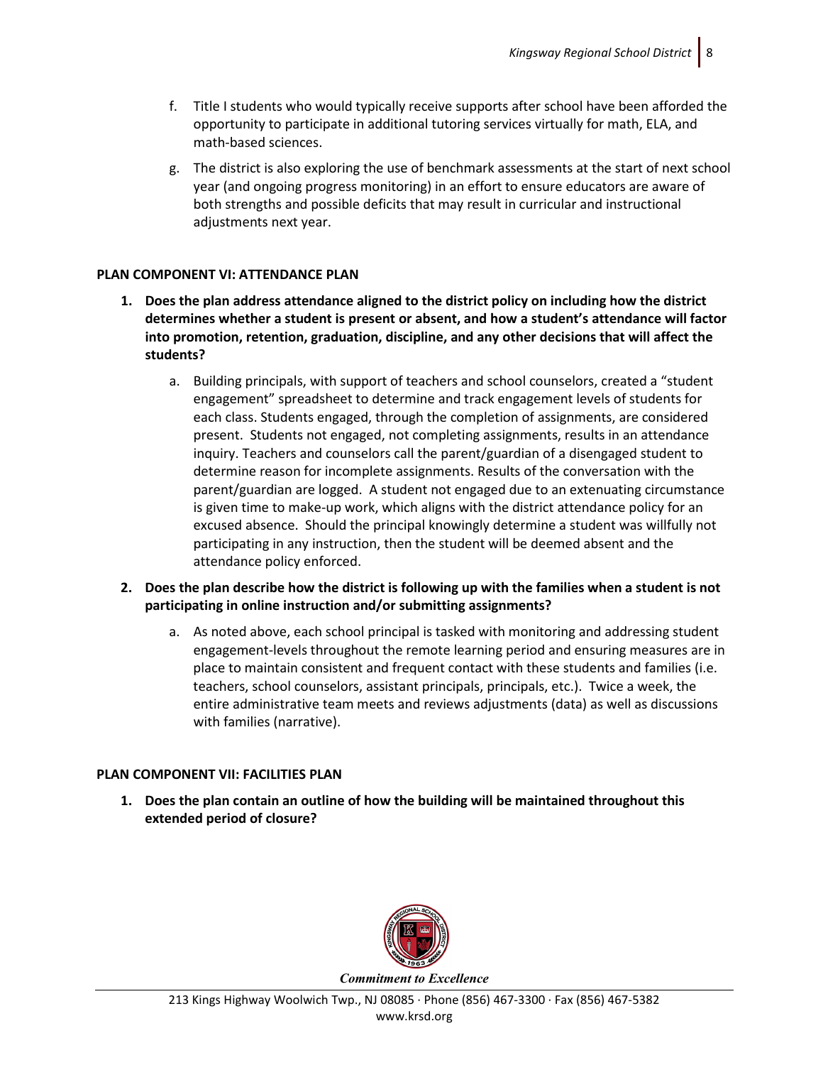f. Title I students who would typically receive supports after school have been afforded the opportunity to participate in additional tutoring services virtually for math, ELA, and math-based sciences.

g. The district is also exploring the use of benchmark assessments at the start of next school year (and ongoing progress monitoring) in an effort to ensure educators are aware of both strengths and possible deficits that may result in curricular and instructional adjustments next year.

**PLAN COMPONENT VI: ATTENDANCE PLAN**

1. **Does the plan address attendance aligned to the district policy on including how the district determines whether a student is present or absent, and how a student's attendance will factor into promotion, retention, graduation, discipline, and any other decisions that will affect the students?**

    a. Building principals, with support of teachers and school counselors, created a "student engagement" spreadsheet to determine and track engagement levels of students for each class. Students engaged, through the completion of assignments, are considered present. Students not engaged, not completing assignments, results in an attendance inquiry. Teachers and counselors call the parent/guardian of a disengaged student to determine reason for incomplete assignments. Results of the conversation with the parent/guardian are logged. A student not engaged due to an extenuating circumstance is given time to make-up work, which aligns with the district attendance policy for an excused absence. Should the principal knowingly determine a student was willfully not participating in any instruction, then the student will be deemed absent and the attendance policy enforced.

2. **Does the plan describe how the district is following up with the families when a student is not participating in online instruction and/or submitting assignments?**

    a. As noted above, each school principal is tasked with monitoring and addressing student engagement-levels throughout the remote learning period and ensuring measures are in place to maintain consistent and frequent contact with these students and families (i.e. teachers, school counselors, assistant principals, principals, etc.). Twice a week, the entire administrative team meets and reviews adjustments (data) as well as discussions with families (narrative).

**PLAN COMPONENT VII: FACILITIES PLAN**

1. **Does the plan contain an outline of how the building will be maintained throughout this extended period of closure?**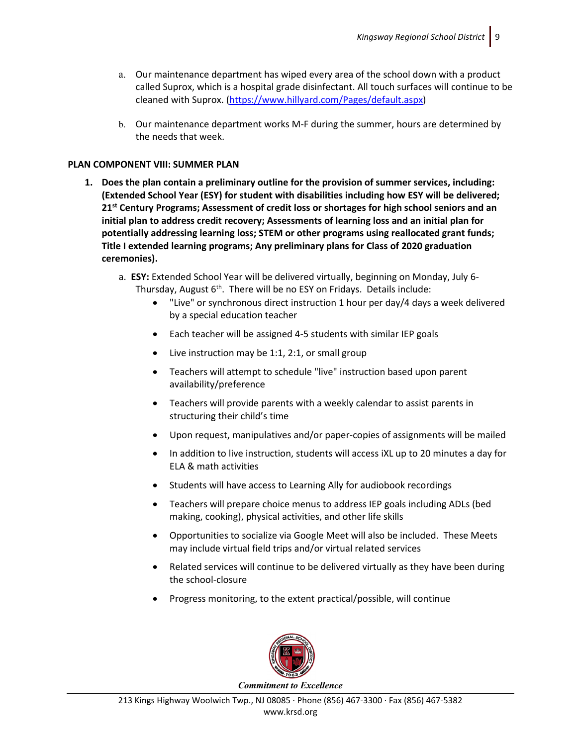a. Our maintenance department has wiped every area of the school down with a product called Suprox, which is a hospital grade disinfectant. All touch surfaces will continue to be cleaned with Suprox. (https://www.hillyard.com/Pages/default.aspx)

b. Our maintenance department works M-F during the summer, hours are determined by the needs that week.

**PLAN COMPONENT VIII: SUMMER PLAN**

1. **Does the plan contain a preliminary outline for the provision of summer services, including: (Extended School Year (ESY) for student with disabilities including how ESY will be delivered; 21st Century Programs; Assessment of credit loss or shortages for high school seniors and an initial plan to address credit recovery; Assessments of learning loss and an initial plan for potentially addressing learning loss; STEM or other programs using reallocated grant funds; Title I extended learning programs; Any preliminary plans for Class of 2020 graduation ceremonies).**

   a. **ESY:** Extended School Year will be delivered virtually, beginning on Monday, July 6-Thursday, August 6th. There will be no ESY on Fridays. Details include:
      - "Live" or synchronous direct instruction 1 hour per day/4 days a week delivered by a special education teacher
      - Each teacher will be assigned 4-5 students with similar IEP goals
      - Live instruction may be 1:1, 2:1, or small group
      - Teachers will attempt to schedule "live" instruction based upon parent availability/preference
      - Teachers will provide parents with a weekly calendar to assist parents in structuring their child's time
      - Upon request, manipulatives and/or paper-copies of assignments will be mailed
      - In addition to live instruction, students will access iXL up to 20 minutes a day for ELA & math activities
      - Students will have access to Learning Ally for audiobook recordings
      - Teachers will prepare choice menus to address IEP goals including ADLs (bed making, cooking), physical activities, and other life skills
      - Opportunities to socialize via Google Meet will also be included. These Meets may include virtual field trips and/or virtual related services
      - Related services will continue to be delivered virtually as they have been during the school-closure
      - Progress monitoring, to the extent practical/possible, will continue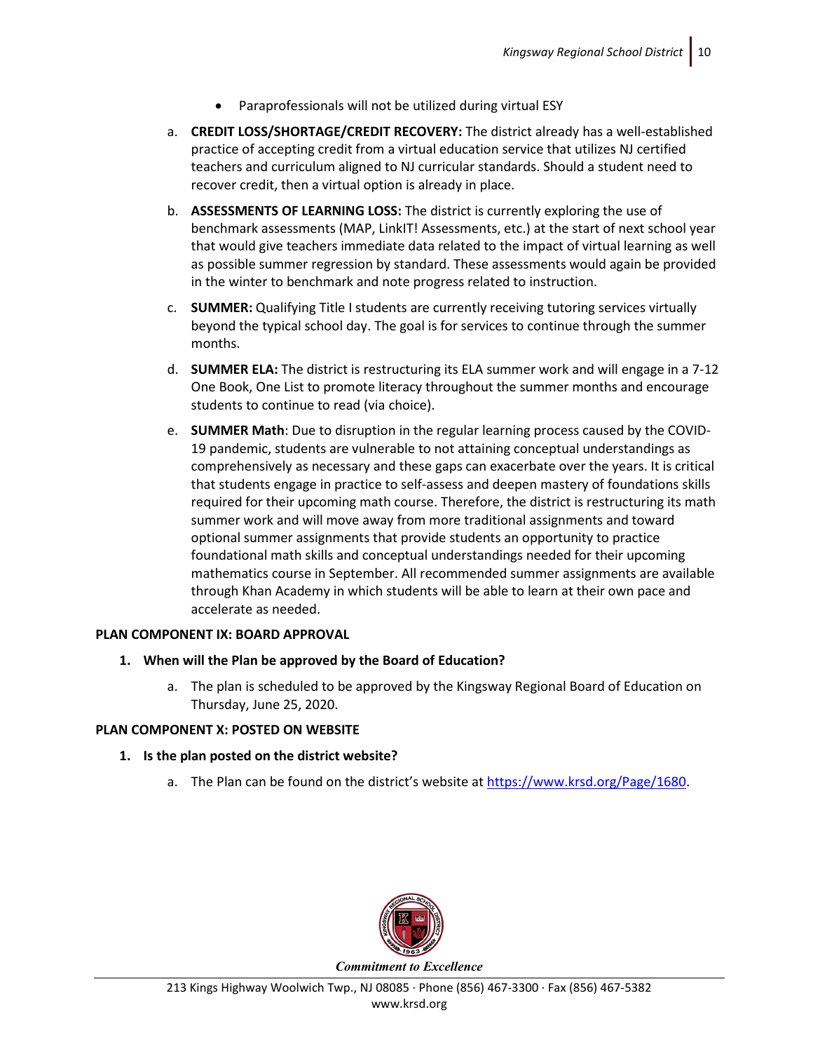- Paraprofessionals will not be utilized during virtual ESY

a. **CREDIT LOSS/SHORTAGE/CREDIT RECOVERY:** The district already has a well-established practice of accepting credit from a virtual education service that utilizes NJ certified teachers and curriculum aligned to NJ curricular standards. Should a student need to recover credit, then a virtual option is already in place.

b. **ASSESSMENTS OF LEARNING LOSS:** The district is currently exploring the use of benchmark assessments (MAP, LinkIT! Assessments, etc.) at the start of next school year that would give teachers immediate data related to the impact of virtual learning as well as possible summer regression by standard. These assessments would again be provided in the winter to benchmark and note progress related to instruction.

c. **SUMMER:** Qualifying Title I students are currently receiving tutoring services virtually beyond the typical school day. The goal is for services to continue through the summer months.

d. **SUMMER ELA:** The district is restructuring its ELA summer work and will engage in a 7-12 One Book, One List to promote literacy throughout the summer months and encourage students to continue to read (via choice).

e. **SUMMER Math**: Due to disruption in the regular learning process caused by the COVID-19 pandemic, students are vulnerable to not attaining conceptual understandings as comprehensively as necessary and these gaps can exacerbate over the years. It is critical that students engage in practice to self-assess and deepen mastery of foundations skills required for their upcoming math course. Therefore, the district is restructuring its math summer work and will move away from more traditional assignments and toward optional summer assignments that provide students an opportunity to practice foundational math skills and conceptual understandings needed for their upcoming mathematics course in September. All recommended summer assignments are available through Khan Academy in which students will be able to learn at their own pace and accelerate as needed.

**PLAN COMPONENT IX: BOARD APPROVAL**

1. **When will the Plan be approved by the Board of Education?**

   a. The plan is scheduled to be approved by the Kingsway Regional Board of Education on Thursday, June 25, 2020.

**PLAN COMPONENT X: POSTED ON WEBSITE**

1. **Is the plan posted on the district website?**

   a. The Plan can be found on the district's website at https://www.krsd.org/Page/1680.

*Commitment to Excellence*

213 Kings Highway Woolwich Twp., NJ 08085 · Phone (856) 467-3300 · Fax (856) 467-5382
www.krsd.org